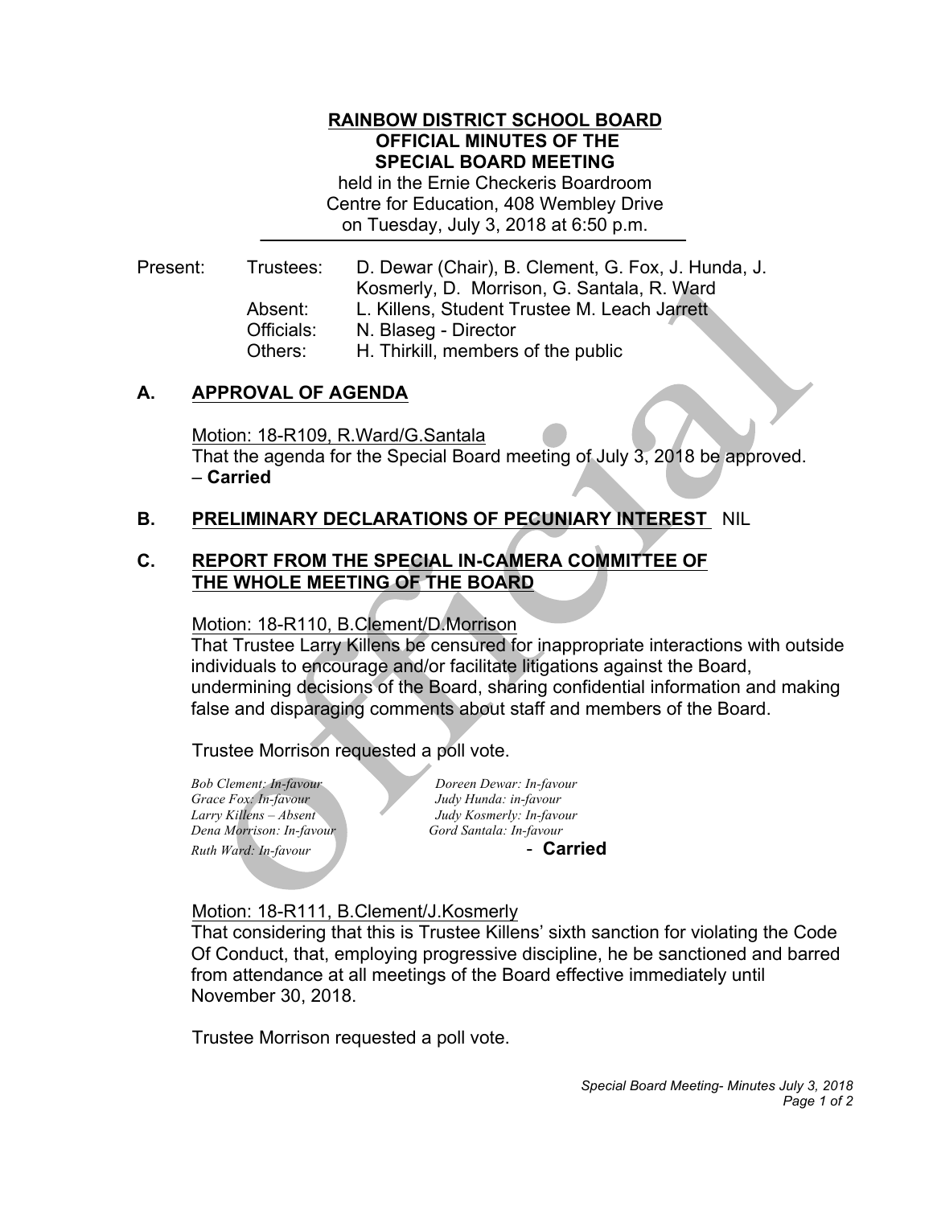**RAINBOW DISTRICT SCHOOL BOARD**
**OFFICIAL MINUTES OF THE**
**SPECIAL BOARD MEETING**

held in the Ernie Checkeris Boardroom
Centre for Education, 408 Wembley Drive
on Tuesday, July 3, 2018 at 6:50 p.m.

| Present: | | |
|---|---|---|
| | Trustees: | D. Dewar (Chair), B. Clement, G. Fox, J. Hunda, J. Kosmerly, D. Morrison, G. Santala, R. Ward |
| | Absent: | L. Killens, Student Trustee M. Leach Jarrett |
| | Officials: | N. Blaseg - Director |
| | Others: | H. Thirkill, members of the public |

## A. APPROVAL OF AGENDA

Motion: 18-R109, R.Ward/G.Santala
That the agenda for the Special Board meeting of July 3, 2018 be approved.
– **Carried**

## B. PRELIMINARY DECLARATIONS OF PECUNIARY INTEREST NIL

## C. REPORT FROM THE SPECIAL IN-CAMERA COMMITTEE OF THE WHOLE MEETING OF THE BOARD

Motion: 18-R110, B.Clement/D.Morrison
That Trustee Larry Killens be censured for inappropriate interactions with outside individuals to encourage and/or facilitate litigations against the Board, undermining decisions of the Board, sharing confidential information and making false and disparaging comments about staff and members of the Board.

Trustee Morrison requested a poll vote.

*Bob Clement: In-favour* *Doreen Dewar: In-favour*
*Grace Fox: In-favour* *Judy Hunda: in-favour*
*Larry Killens – Absent* *Judy Kosmerly: In-favour*
*Dena Morrison: In-favour* *Gord Santala: In-favour*
*Ruth Ward: In-favour* - **Carried**

Motion: 18-R111, B.Clement/J.Kosmerly
That considering that this is Trustee Killens' sixth sanction for violating the Code Of Conduct, that, employing progressive discipline, he be sanctioned and barred from attendance at all meetings of the Board effective immediately until November 30, 2018.

Trustee Morrison requested a poll vote.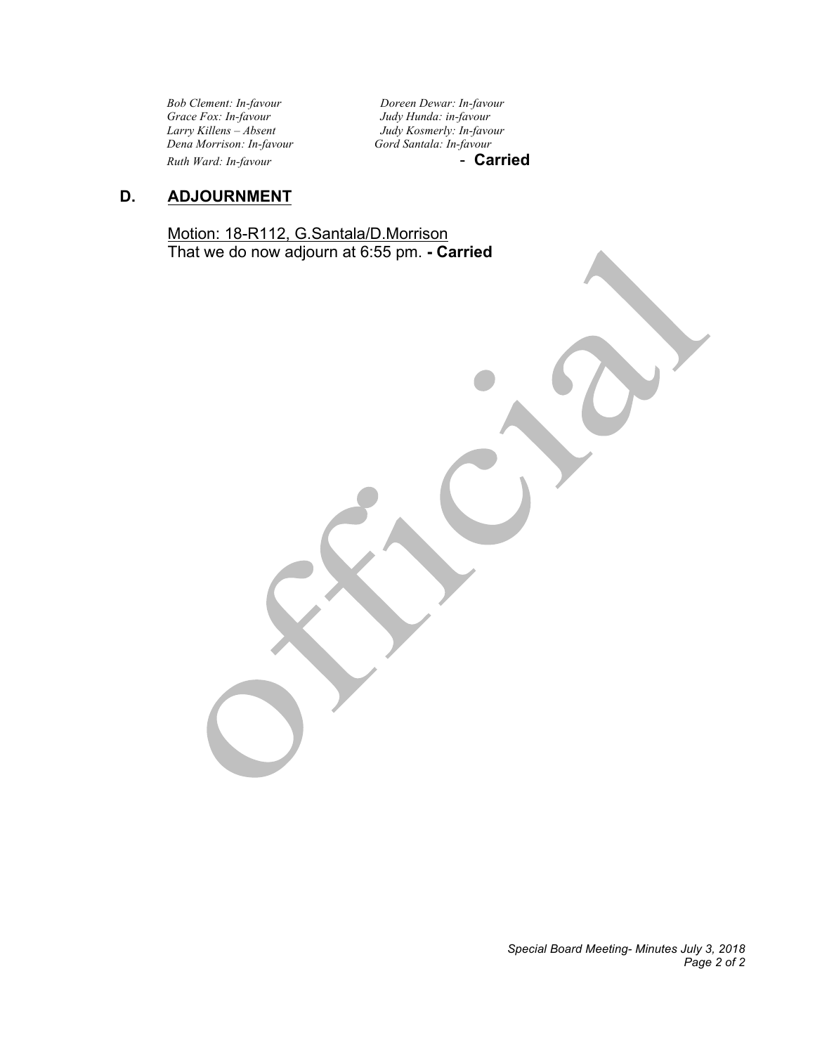*Bob Clement: In-favour*
*Doreen Dewar: In-favour*
*Grace Fox: In-favour*
*Judy Hunda: in-favour*
*Larry Killens – Absent*
*Judy Kosmerly: In-favour*
*Dena Morrison: In-favour*
*Gord Santala: In-favour*
*Ruth Ward: In-favour*

\- **Carried**

## D. ADJOURNMENT

Motion: 18-R112, G.Santala/D.Morrison
That we do now adjourn at 6:55 pm. **- Carried**

Official